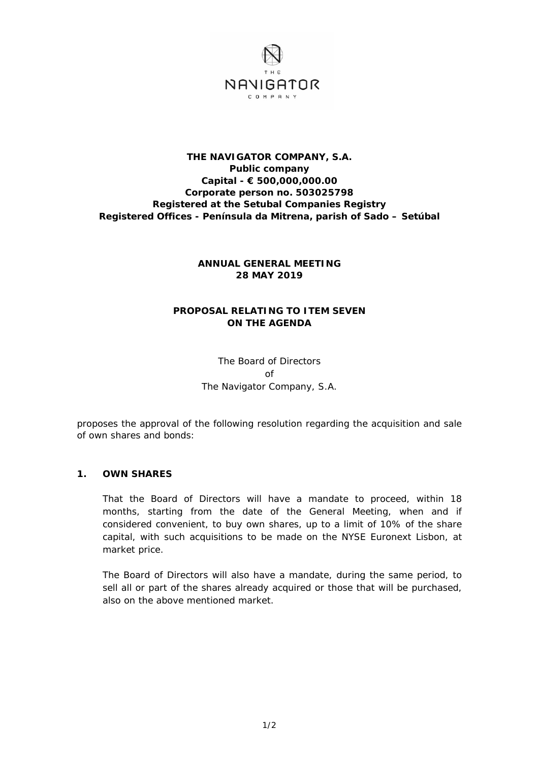**THE NAVIGATOR COMPANY, S.A.**
**Public company**
**Capital - € 500,000,000.00**
**Corporate person no. 503025798**
**Registered at the Setubal Companies Registry**
**Registered Offices - Península da Mitrena, parish of Sado – Setúbal**

**ANNUAL GENERAL MEETING**
**28 MAY 2019**

**PROPOSAL RELATING TO ITEM SEVEN ON THE AGENDA**

The Board of Directors
of
The Navigator Company, S.A.

proposes the approval of the following resolution regarding the acquisition and sale of own shares and bonds:

## 1. OWN SHARES

That the Board of Directors will have a mandate to proceed, within 18 months, starting from the date of the General Meeting, when and if considered convenient, to buy own shares, up to a limit of 10% of the share capital, with such acquisitions to be made on the NYSE Euronext Lisbon, at market price.

The Board of Directors will also have a mandate, during the same period, to sell all or part of the shares already acquired or those that will be purchased, also on the above mentioned market.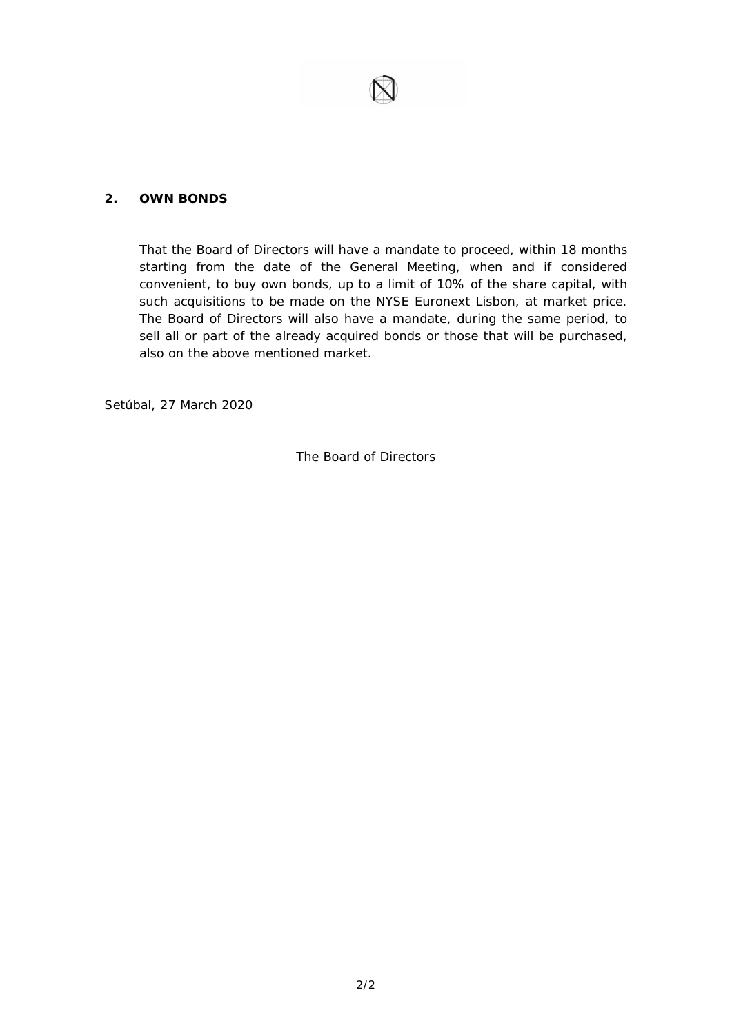## 2. OWN BONDS

That the Board of Directors will have a mandate to proceed, within 18 months starting from the date of the General Meeting, when and if considered convenient, to buy own bonds, up to a limit of 10% of the share capital, with such acquisitions to be made on the NYSE Euronext Lisbon, at market price. The Board of Directors will also have a mandate, during the same period, to sell all or part of the already acquired bonds or those that will be purchased, also on the above mentioned market.

Setúbal, 27 March 2020

The Board of Directors